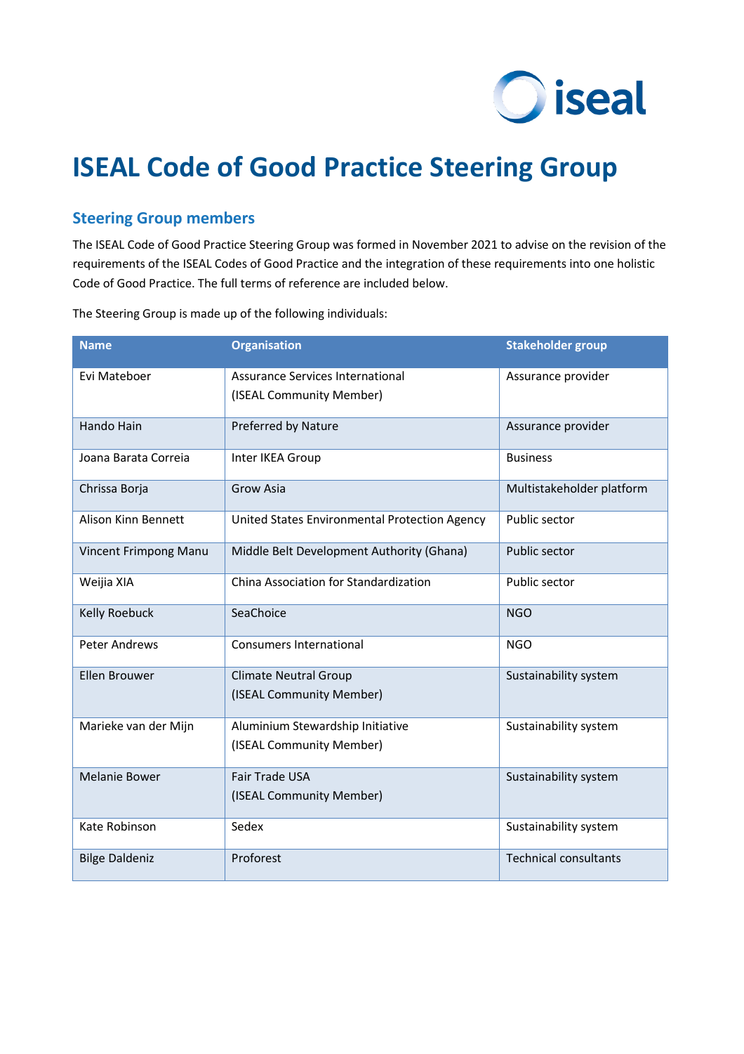# ISEAL Code of Good Practice Steering Group

## Steering Group members

The ISEAL Code of Good Practice Steering Group was formed in November 2021 to advise on the revision of the requirements of the ISEAL Codes of Good Practice and the integration of these requirements into one holistic Code of Good Practice. The full terms of reference are included below.

The Steering Group is made up of the following individuals:

| Name | Organisation | Stakeholder group |
|---|---|---|
| Evi Mateboer | Assurance Services International (ISEAL Community Member) | Assurance provider |
| Hando Hain | Preferred by Nature | Assurance provider |
| Joana Barata Correia | Inter IKEA Group | Business |
| Chrissa Borja | Grow Asia | Multistakeholder platform |
| Alison Kinn Bennett | United States Environmental Protection Agency | Public sector |
| Vincent Frimpong Manu | Middle Belt Development Authority (Ghana) | Public sector |
| Weijia XIA | China Association for Standardization | Public sector |
| Kelly Roebuck | SeaChoice | NGO |
| Peter Andrews | Consumers International | NGO |
| Ellen Brouwer | Climate Neutral Group (ISEAL Community Member) | Sustainability system |
| Marieke van der Mijn | Aluminium Stewardship Initiative (ISEAL Community Member) | Sustainability system |
| Melanie Bower | Fair Trade USA (ISEAL Community Member) | Sustainability system |
| Kate Robinson | Sedex | Sustainability system |
| Bilge Daldeniz | Proforest | Technical consultants |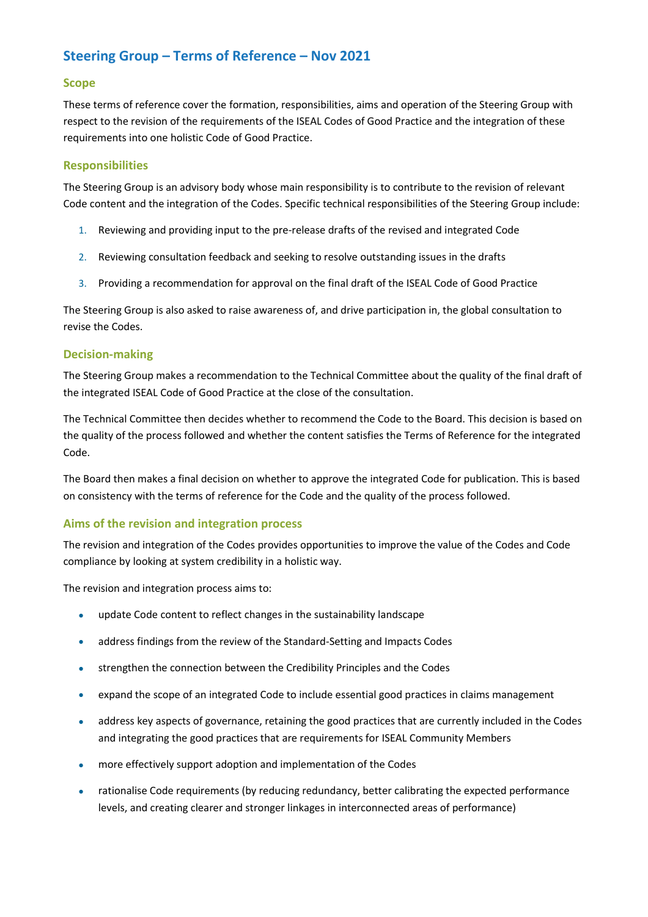## Steering Group – Terms of Reference – Nov 2021

### Scope

These terms of reference cover the formation, responsibilities, aims and operation of the Steering Group with respect to the revision of the requirements of the ISEAL Codes of Good Practice and the integration of these requirements into one holistic Code of Good Practice.

### Responsibilities

The Steering Group is an advisory body whose main responsibility is to contribute to the revision of relevant Code content and the integration of the Codes. Specific technical responsibilities of the Steering Group include:

1. Reviewing and providing input to the pre-release drafts of the revised and integrated Code
2. Reviewing consultation feedback and seeking to resolve outstanding issues in the drafts
3. Providing a recommendation for approval on the final draft of the ISEAL Code of Good Practice

The Steering Group is also asked to raise awareness of, and drive participation in, the global consultation to revise the Codes.

### Decision-making

The Steering Group makes a recommendation to the Technical Committee about the quality of the final draft of the integrated ISEAL Code of Good Practice at the close of the consultation.

The Technical Committee then decides whether to recommend the Code to the Board. This decision is based on the quality of the process followed and whether the content satisfies the Terms of Reference for the integrated Code.

The Board then makes a final decision on whether to approve the integrated Code for publication. This is based on consistency with the terms of reference for the Code and the quality of the process followed.

### Aims of the revision and integration process

The revision and integration of the Codes provides opportunities to improve the value of the Codes and Code compliance by looking at system credibility in a holistic way.

The revision and integration process aims to:

- update Code content to reflect changes in the sustainability landscape
- address findings from the review of the Standard-Setting and Impacts Codes
- strengthen the connection between the Credibility Principles and the Codes
- expand the scope of an integrated Code to include essential good practices in claims management
- address key aspects of governance, retaining the good practices that are currently included in the Codes and integrating the good practices that are requirements for ISEAL Community Members
- more effectively support adoption and implementation of the Codes
- rationalise Code requirements (by reducing redundancy, better calibrating the expected performance levels, and creating clearer and stronger linkages in interconnected areas of performance)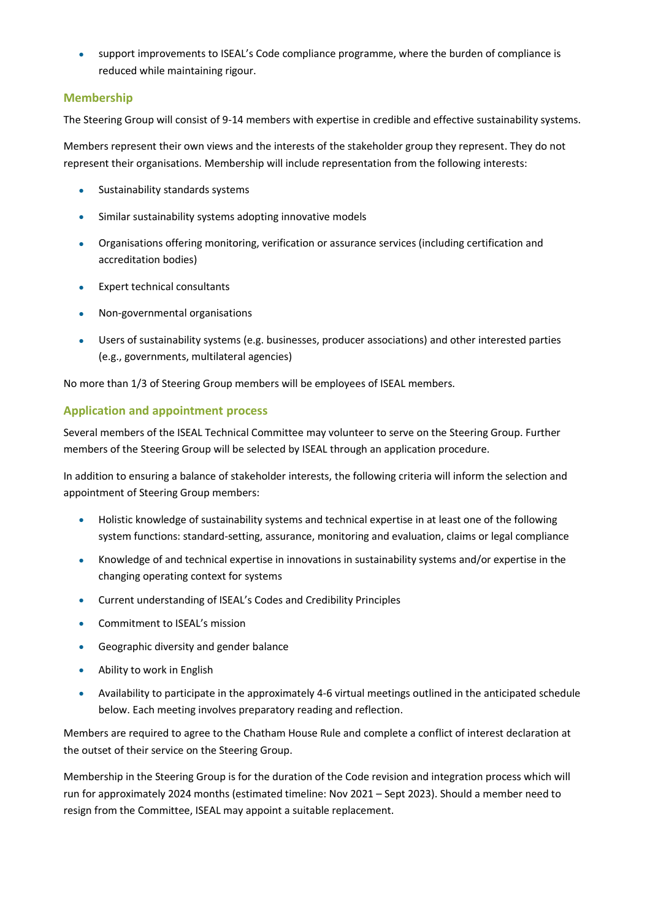- support improvements to ISEAL's Code compliance programme, where the burden of compliance is reduced while maintaining rigour.

## Membership

The Steering Group will consist of 9-14 members with expertise in credible and effective sustainability systems.

Members represent their own views and the interests of the stakeholder group they represent. They do not represent their organisations. Membership will include representation from the following interests:

- Sustainability standards systems
- Similar sustainability systems adopting innovative models
- Organisations offering monitoring, verification or assurance services (including certification and accreditation bodies)
- Expert technical consultants
- Non-governmental organisations
- Users of sustainability systems (e.g. businesses, producer associations) and other interested parties (e.g., governments, multilateral agencies)

No more than 1/3 of Steering Group members will be employees of ISEAL members.

## Application and appointment process

Several members of the ISEAL Technical Committee may volunteer to serve on the Steering Group. Further members of the Steering Group will be selected by ISEAL through an application procedure.

In addition to ensuring a balance of stakeholder interests, the following criteria will inform the selection and appointment of Steering Group members:

- Holistic knowledge of sustainability systems and technical expertise in at least one of the following system functions: standard-setting, assurance, monitoring and evaluation, claims or legal compliance
- Knowledge of and technical expertise in innovations in sustainability systems and/or expertise in the changing operating context for systems
- Current understanding of ISEAL's Codes and Credibility Principles
- Commitment to ISEAL's mission
- Geographic diversity and gender balance
- Ability to work in English
- Availability to participate in the approximately 4-6 virtual meetings outlined in the anticipated schedule below. Each meeting involves preparatory reading and reflection.

Members are required to agree to the Chatham House Rule and complete a conflict of interest declaration at the outset of their service on the Steering Group.

Membership in the Steering Group is for the duration of the Code revision and integration process which will run for approximately 2024 months (estimated timeline: Nov 2021 – Sept 2023). Should a member need to resign from the Committee, ISEAL may appoint a suitable replacement.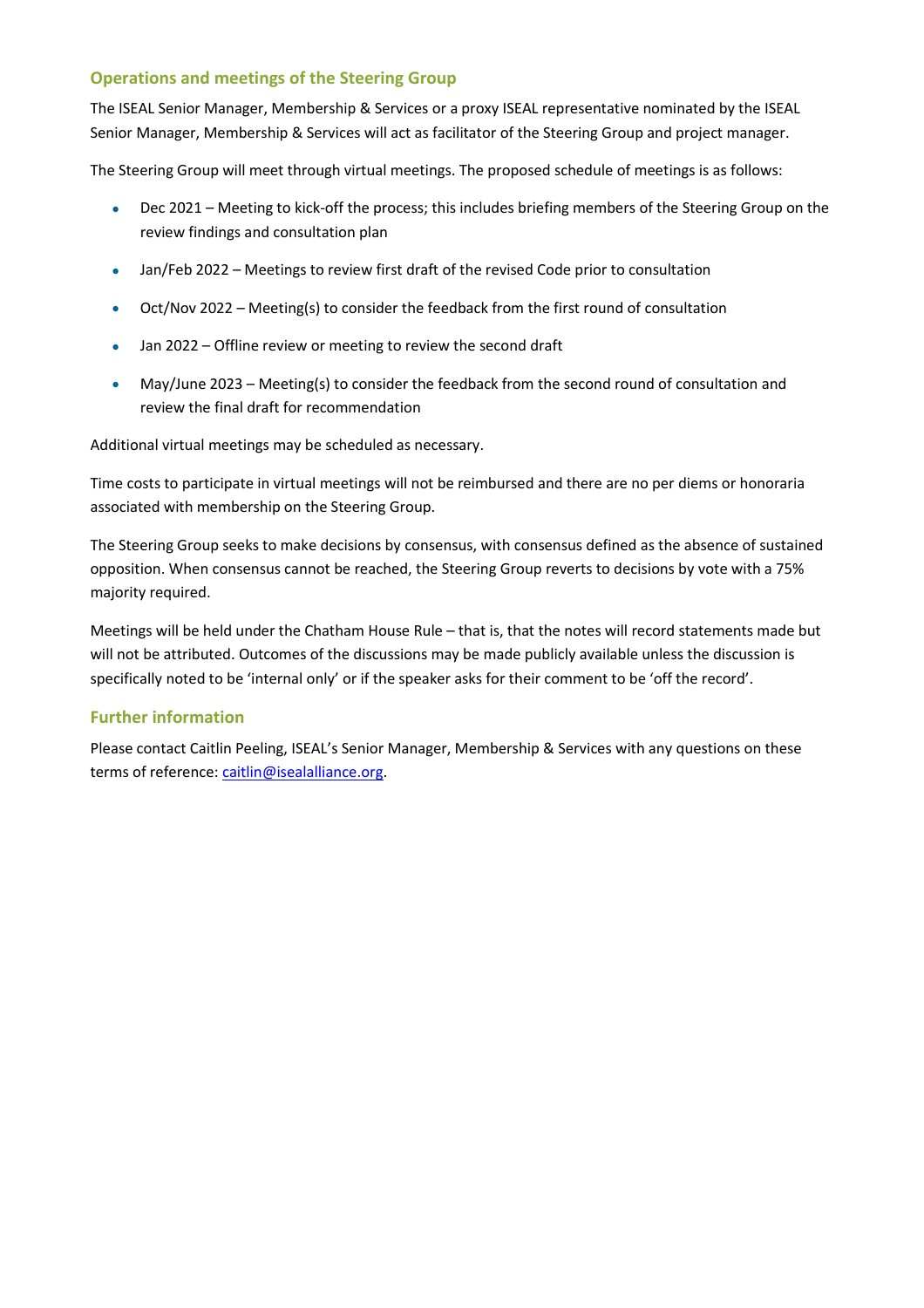## Operations and meetings of the Steering Group

The ISEAL Senior Manager, Membership & Services or a proxy ISEAL representative nominated by the ISEAL Senior Manager, Membership & Services will act as facilitator of the Steering Group and project manager.

The Steering Group will meet through virtual meetings. The proposed schedule of meetings is as follows:

- Dec 2021 – Meeting to kick-off the process; this includes briefing members of the Steering Group on the review findings and consultation plan
- Jan/Feb 2022 – Meetings to review first draft of the revised Code prior to consultation
- Oct/Nov 2022 – Meeting(s) to consider the feedback from the first round of consultation
- Jan 2022 – Offline review or meeting to review the second draft
- May/June 2023 – Meeting(s) to consider the feedback from the second round of consultation and review the final draft for recommendation

Additional virtual meetings may be scheduled as necessary.

Time costs to participate in virtual meetings will not be reimbursed and there are no per diems or honoraria associated with membership on the Steering Group.

The Steering Group seeks to make decisions by consensus, with consensus defined as the absence of sustained opposition. When consensus cannot be reached, the Steering Group reverts to decisions by vote with a 75% majority required.

Meetings will be held under the Chatham House Rule – that is, that the notes will record statements made but will not be attributed. Outcomes of the discussions may be made publicly available unless the discussion is specifically noted to be 'internal only' or if the speaker asks for their comment to be 'off the record'.

## Further information

Please contact Caitlin Peeling, ISEAL's Senior Manager, Membership & Services with any questions on these terms of reference: caitlin@isealalliance.org.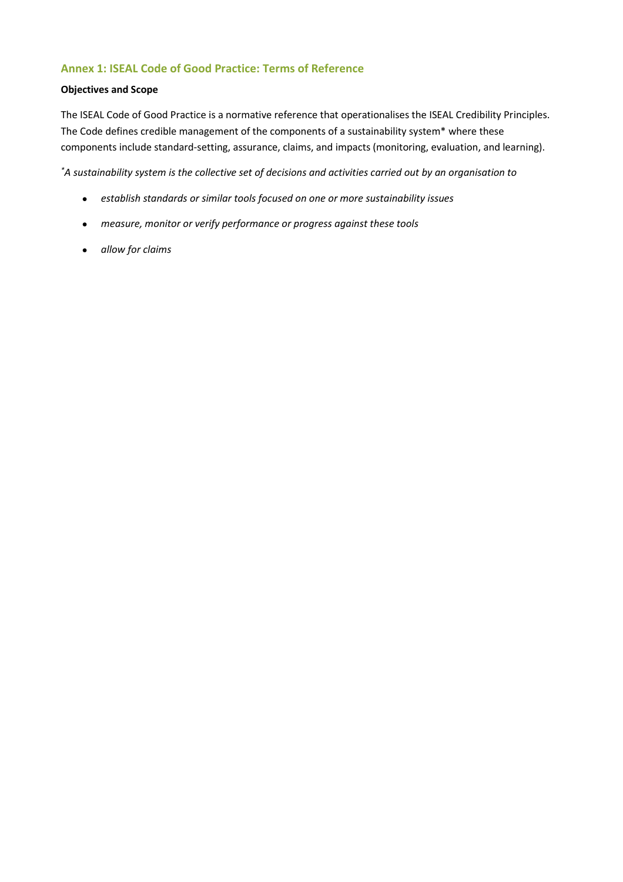## Annex 1: ISEAL Code of Good Practice: Terms of Reference

**Objectives and Scope**

The ISEAL Code of Good Practice is a normative reference that operationalises the ISEAL Credibility Principles. The Code defines credible management of the components of a sustainability system* where these components include standard-setting, assurance, claims, and impacts (monitoring, evaluation, and learning).

*\*A sustainability system is the collective set of decisions and activities carried out by an organisation to*

- *establish standards or similar tools focused on one or more sustainability issues*
- *measure, monitor or verify performance or progress against these tools*
- *allow for claims*